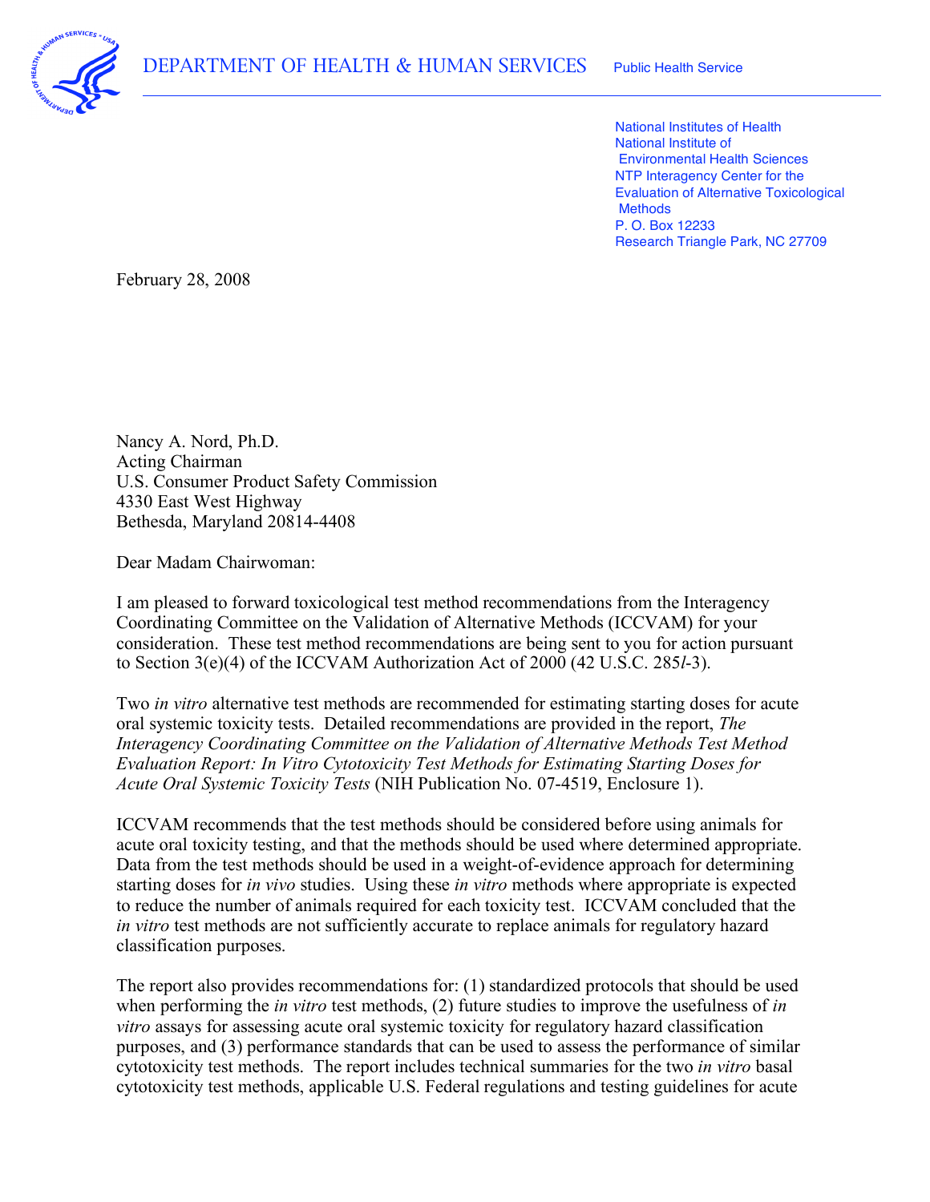DEPARTMENT OF HEALTH & HUMAN SERVICES Public Health Service

National Institutes of Health
National Institute of
Environmental Health Sciences
NTP Interagency Center for the
Evaluation of Alternative Toxicological
Methods
P. O. Box 12233
Research Triangle Park, NC 27709

February 28, 2008

Nancy A. Nord, Ph.D.
Acting Chairman
U.S. Consumer Product Safety Commission
4330 East West Highway
Bethesda, Maryland 20814-4408

Dear Madam Chairwoman:

I am pleased to forward toxicological test method recommendations from the Interagency Coordinating Committee on the Validation of Alternative Methods (ICCVAM) for your consideration. These test method recommendations are being sent to you for action pursuant to Section 3(e)(4) of the ICCVAM Authorization Act of 2000 (42 U.S.C. 285*l*-3).

Two *in vitro* alternative test methods are recommended for estimating starting doses for acute oral systemic toxicity tests. Detailed recommendations are provided in the report, *The Interagency Coordinating Committee on the Validation of Alternative Methods Test Method Evaluation Report: In Vitro Cytotoxicity Test Methods for Estimating Starting Doses for Acute Oral Systemic Toxicity Tests* (NIH Publication No. 07-4519, Enclosure 1).

ICCVAM recommends that the test methods should be considered before using animals for acute oral toxicity testing, and that the methods should be used where determined appropriate. Data from the test methods should be used in a weight-of-evidence approach for determining starting doses for *in vivo* studies. Using these *in vitro* methods where appropriate is expected to reduce the number of animals required for each toxicity test. ICCVAM concluded that the *in vitro* test methods are not sufficiently accurate to replace animals for regulatory hazard classification purposes.

The report also provides recommendations for: (1) standardized protocols that should be used when performing the *in vitro* test methods, (2) future studies to improve the usefulness of *in vitro* assays for assessing acute oral systemic toxicity for regulatory hazard classification purposes, and (3) performance standards that can be used to assess the performance of similar cytotoxicity test methods. The report includes technical summaries for the two *in vitro* basal cytotoxicity test methods, applicable U.S. Federal regulations and testing guidelines for acute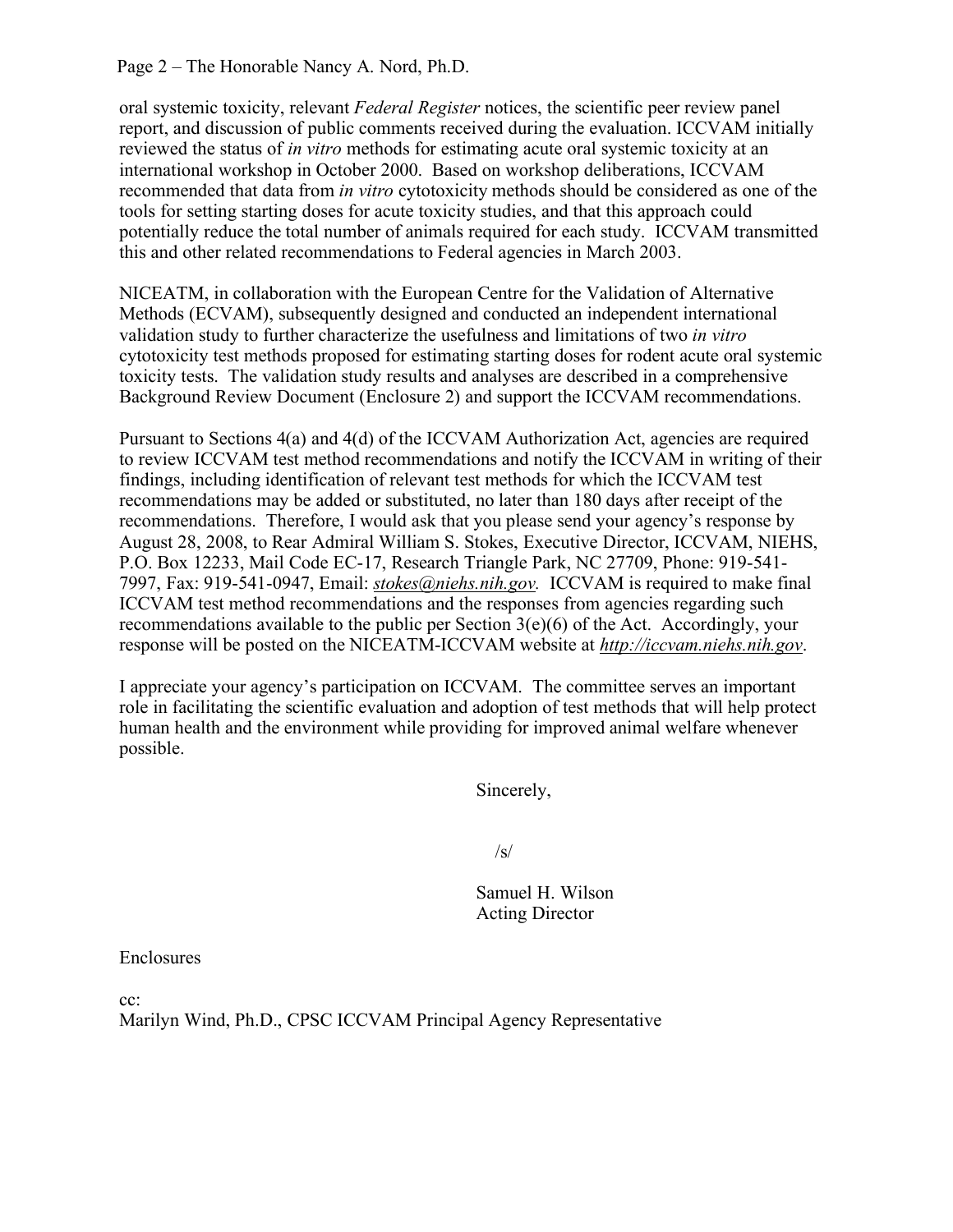oral systemic toxicity, relevant *Federal Register* notices, the scientific peer review panel report, and discussion of public comments received during the evaluation. ICCVAM initially reviewed the status of *in vitro* methods for estimating acute oral systemic toxicity at an international workshop in October 2000. Based on workshop deliberations, ICCVAM recommended that data from *in vitro* cytotoxicity methods should be considered as one of the tools for setting starting doses for acute toxicity studies, and that this approach could potentially reduce the total number of animals required for each study. ICCVAM transmitted this and other related recommendations to Federal agencies in March 2003.

NICEATM, in collaboration with the European Centre for the Validation of Alternative Methods (ECVAM), subsequently designed and conducted an independent international validation study to further characterize the usefulness and limitations of two *in vitro* cytotoxicity test methods proposed for estimating starting doses for rodent acute oral systemic toxicity tests. The validation study results and analyses are described in a comprehensive Background Review Document (Enclosure 2) and support the ICCVAM recommendations.

Pursuant to Sections 4(a) and 4(d) of the ICCVAM Authorization Act, agencies are required to review ICCVAM test method recommendations and notify the ICCVAM in writing of their findings, including identification of relevant test methods for which the ICCVAM test recommendations may be added or substituted, no later than 180 days after receipt of the recommendations. Therefore, I would ask that you please send your agency's response by August 28, 2008, to Rear Admiral William S. Stokes, Executive Director, ICCVAM, NIEHS, P.O. Box 12233, Mail Code EC-17, Research Triangle Park, NC 27709, Phone: 919-541-7997, Fax: 919-541-0947, Email: *stokes@niehs.nih.gov.* ICCVAM is required to make final ICCVAM test method recommendations and the responses from agencies regarding such recommendations available to the public per Section 3(e)(6) of the Act. Accordingly, your response will be posted on the NICEATM-ICCVAM website at *http://iccvam.niehs.nih.gov*.

I appreciate your agency's participation on ICCVAM. The committee serves an important role in facilitating the scientific evaluation and adoption of test methods that will help protect human health and the environment while providing for improved animal welfare whenever possible.

Sincerely,

/s/

Samuel H. Wilson
Acting Director

Enclosures

cc:
Marilyn Wind, Ph.D., CPSC ICCVAM Principal Agency Representative